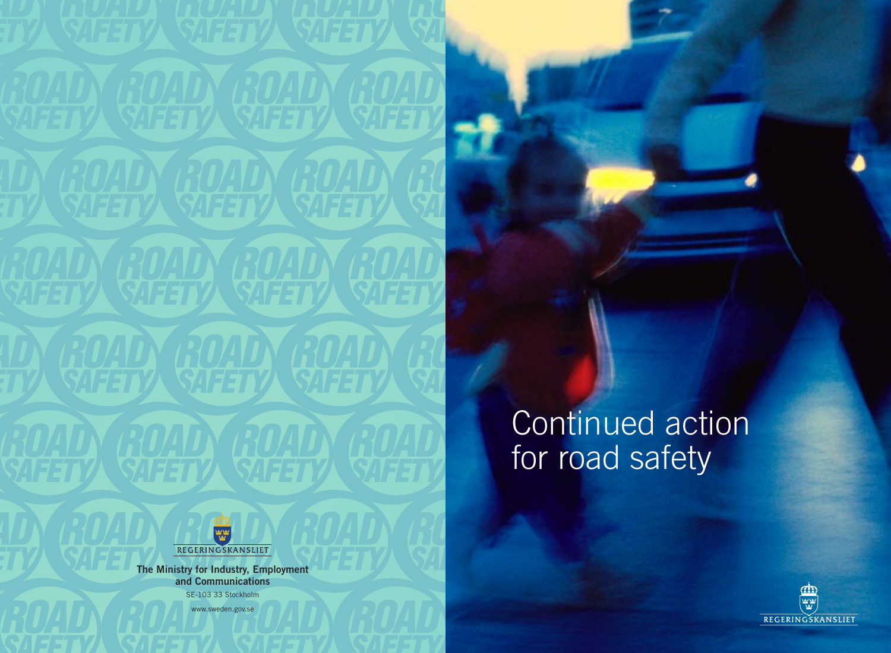# Continued action for road safety

REGERINGSKANSLIET

**The Ministry for Industry, Employment and Communications**

SE-103 33 Stockholm

www.sweden.gov.se

REGERINGSKANSLIET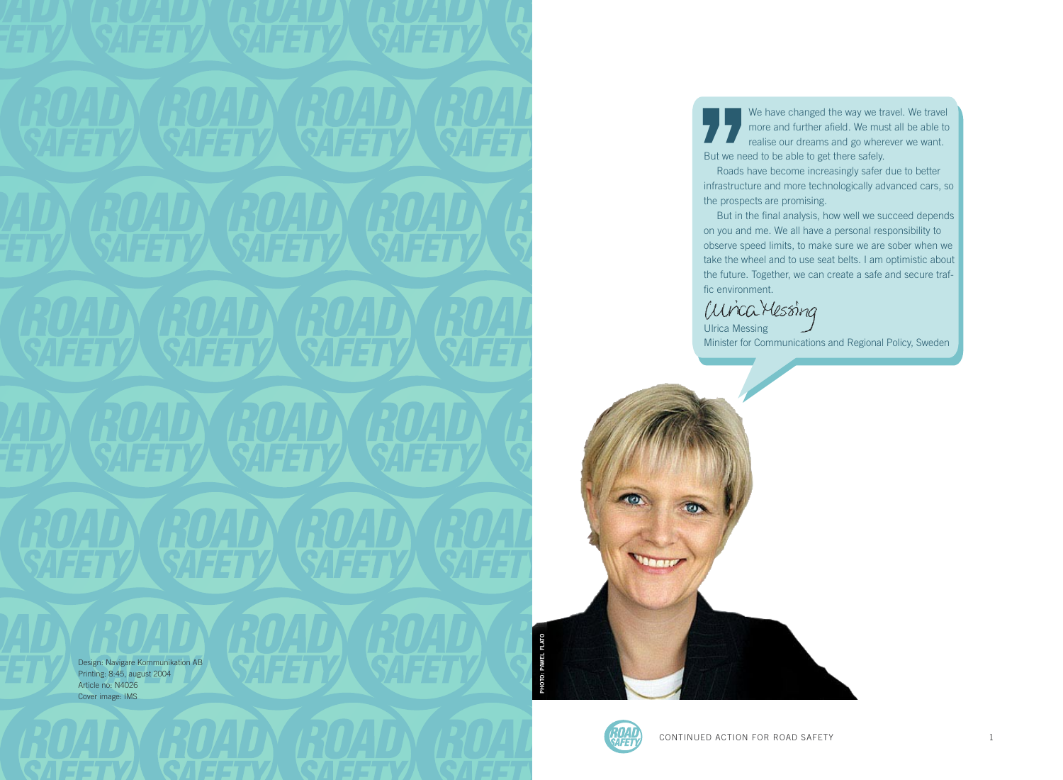Design: Navigare Kommunikation AB
Printing: 8.45, august 2004
Article no: N4026
Cover image: IMS

We have changed the way we travel. We travel more and further afield. We must all be able to realise our dreams and go wherever we want. But we need to be able to get there safely.

Roads have become increasingly safer due to better infrastructure and more technologically advanced cars, so the prospects are promising.

But in the final analysis, how well we succeed depends on you and me. We all have a personal responsibility to observe speed limits, to make sure we are sober when we take the wheel and to use seat belts. I am optimistic about the future. Together, we can create a safe and secure traffic environment.

Ulrica Messing
Minister for Communications and Regional Policy, Sweden

PHOTO: PAWEL FLATO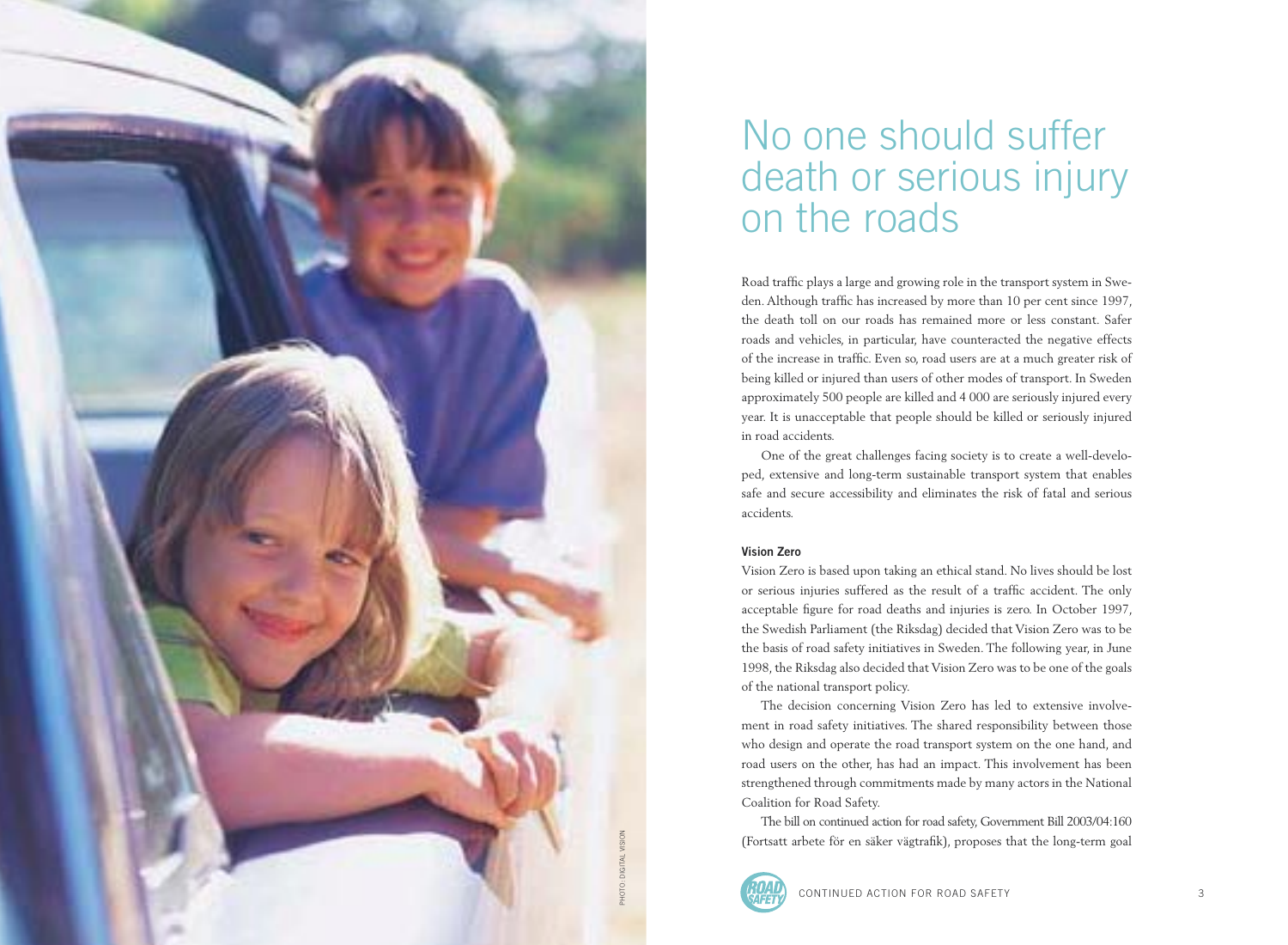# No one should suffer death or serious injury on the roads

Road traffic plays a large and growing role in the transport system in Sweden. Although traffic has increased by more than 10 per cent since 1997, the death toll on our roads has remained more or less constant. Safer roads and vehicles, in particular, have counteracted the negative effects of the increase in traffic. Even so, road users are at a much greater risk of being killed or injured than users of other modes of transport. In Sweden approximately 500 people are killed and 4 000 are seriously injured every year. It is unacceptable that people should be killed or seriously injured in road accidents.

One of the great challenges facing society is to create a well-developed, extensive and long-term sustainable transport system that enables safe and secure accessibility and eliminates the risk of fatal and serious accidents.

### Vision Zero

Vision Zero is based upon taking an ethical stand. No lives should be lost or serious injuries suffered as the result of a traffic accident. The only acceptable figure for road deaths and injuries is zero. In October 1997, the Swedish Parliament (the Riksdag) decided that Vision Zero was to be the basis of road safety initiatives in Sweden. The following year, in June 1998, the Riksdag also decided that Vision Zero was to be one of the goals of the national transport policy.

The decision concerning Vision Zero has led to extensive involvement in road safety initiatives. The shared responsibility between those who design and operate the road transport system on the one hand, and road users on the other, has had an impact. This involvement has been strengthened through commitments made by many actors in the National Coalition for Road Safety.

The bill on continued action for road safety, Government Bill 2003/04:160 (Fortsatt arbete för en säker vägtrafik), proposes that the long-term goal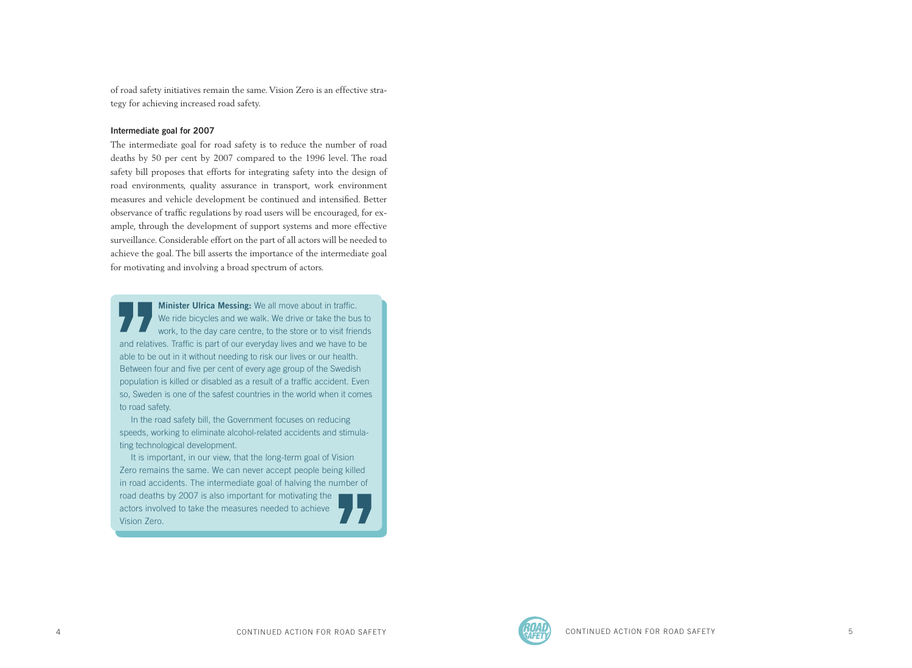of road safety initiatives remain the same. Vision Zero is an effective strategy for achieving increased road safety.

### Intermediate goal for 2007

The intermediate goal for road safety is to reduce the number of road deaths by 50 per cent by 2007 compared to the 1996 level. The road safety bill proposes that efforts for integrating safety into the design of road environments, quality assurance in transport, work environment measures and vehicle development be continued and intensified. Better observance of traffic regulations by road users will be encouraged, for example, through the development of support systems and more effective surveillance. Considerable effort on the part of all actors will be needed to achieve the goal. The bill asserts the importance of the intermediate goal for motivating and involving a broad spectrum of actors.

> **Minister Ulrica Messing:** We all move about in traffic. We ride bicycles and we walk. We drive or take the bus to work, to the day care centre, to the store or to visit friends and relatives. Traffic is part of our everyday lives and we have to be able to be out in it without needing to risk our lives or our health. Between four and five per cent of every age group of the Swedish population is killed or disabled as a result of a traffic accident. Even so, Sweden is one of the safest countries in the world when it comes to road safety.
>
> In the road safety bill, the Government focuses on reducing speeds, working to eliminate alcohol-related accidents and stimulating technological development.
>
> It is important, in our view, that the long-term goal of Vision Zero remains the same. We can never accept people being killed in road accidents. The intermediate goal of halving the number of road deaths by 2007 is also important for motivating the actors involved to take the measures needed to achieve Vision Zero.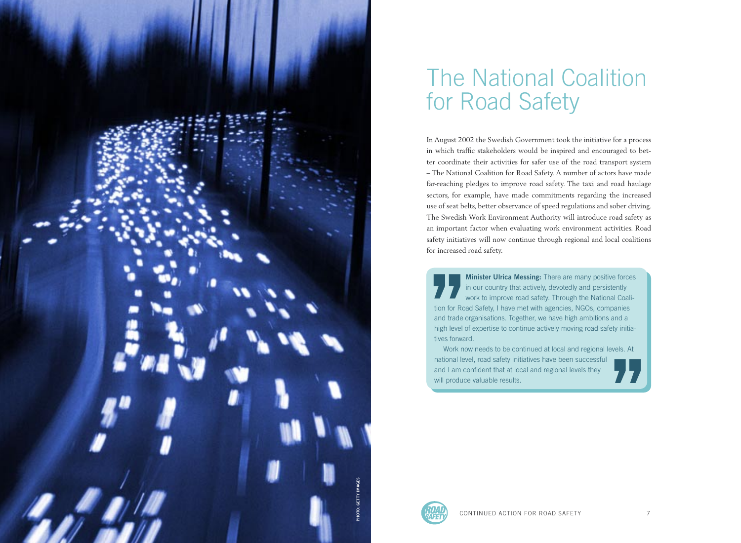# The National Coalition for Road Safety

In August 2002 the Swedish Government took the initiative for a process in which traffic stakeholders would be inspired and encouraged to better coordinate their activities for safer use of the road transport system – The National Coalition for Road Safety. A number of actors have made far-reaching pledges to improve road safety. The taxi and road haulage sectors, for example, have made commitments regarding the increased use of seat belts, better observance of speed regulations and sober driving. The Swedish Work Environment Authority will introduce road safety as an important factor when evaluating work environment activities. Road safety initiatives will now continue through regional and local coalitions for increased road safety.

> **Minister Ulrica Messing:** There are many positive forces in our country that actively, devotedly and persistently work to improve road safety. Through the National Coalition for Road Safety, I have met with agencies, NGOs, companies and trade organisations. Together, we have high ambitions and a high level of expertise to continue actively moving road safety initiatives forward.
>
> Work now needs to be continued at local and regional levels. At national level, road safety initiatives have been successful and I am confident that at local and regional levels they will produce valuable results.

PHOTO: GETTY IMAGES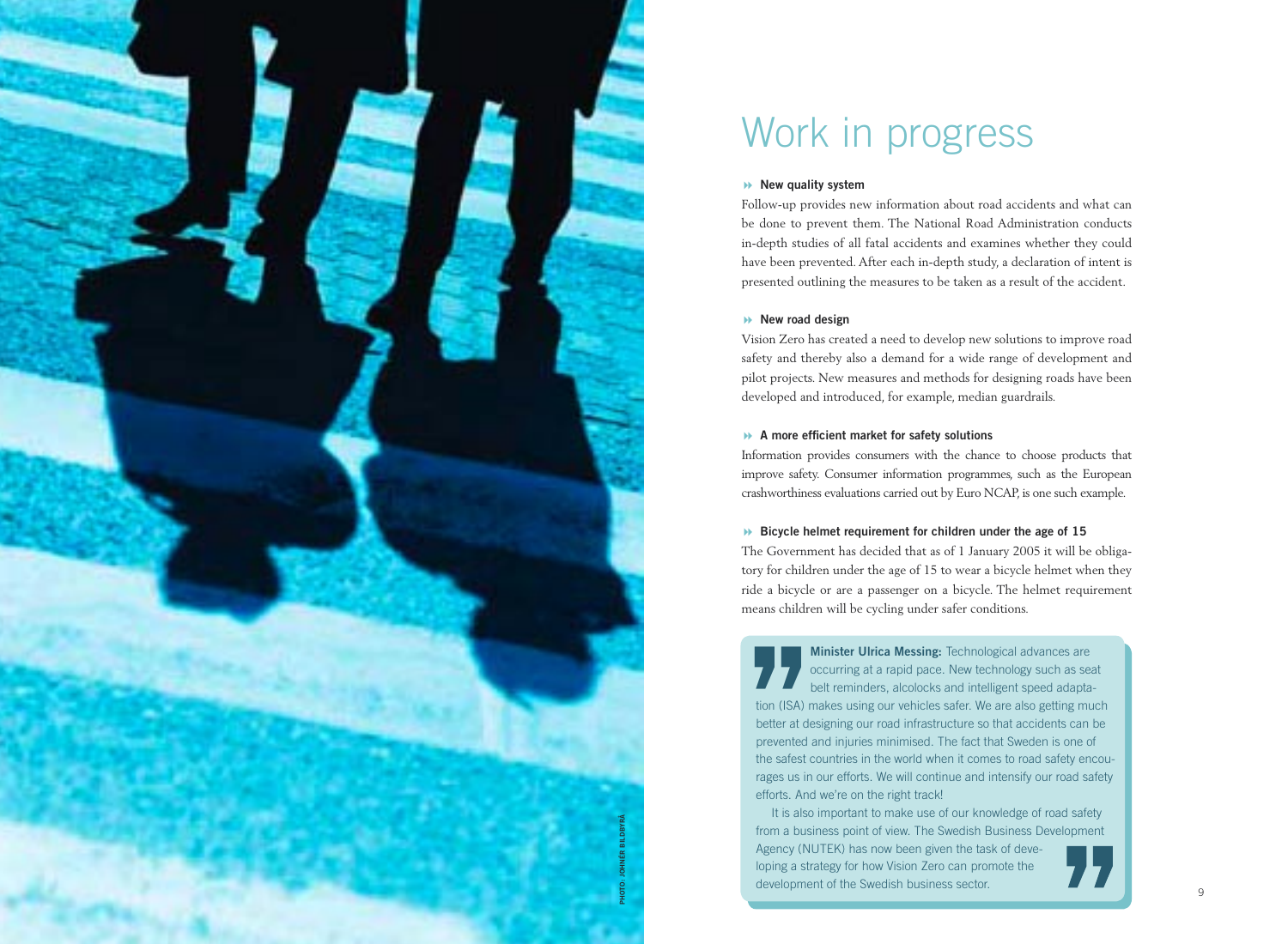# Work in progress

**New quality system**

Follow-up provides new information about road accidents and what can be done to prevent them. The National Road Administration conducts in-depth studies of all fatal accidents and examines whether they could have been prevented. After each in-depth study, a declaration of intent is presented outlining the measures to be taken as a result of the accident.

**New road design**

Vision Zero has created a need to develop new solutions to improve road safety and thereby also a demand for a wide range of development and pilot projects. New measures and methods for designing roads have been developed and introduced, for example, median guardrails.

**A more efficient market for safety solutions**

Information provides consumers with the chance to choose products that improve safety. Consumer information programmes, such as the European crashworthiness evaluations carried out by Euro NCAP, is one such example.

**Bicycle helmet requirement for children under the age of 15**

The Government has decided that as of 1 January 2005 it will be obligatory for children under the age of 15 to wear a bicycle helmet when they ride a bicycle or are a passenger on a bicycle. The helmet requirement means children will be cycling under safer conditions.

> **Minister Ulrica Messing:** Technological advances are occurring at a rapid pace. New technology such as seat belt reminders, alcolocks and intelligent speed adaptation (ISA) makes using our vehicles safer. We are also getting much better at designing our road infrastructure so that accidents can be prevented and injuries minimised. The fact that Sweden is one of the safest countries in the world when it comes to road safety encourages us in our efforts. We will continue and intensify our road safety efforts. And we're on the right track!
>
> It is also important to make use of our knowledge of road safety from a business point of view. The Swedish Business Development Agency (NUTEK) has now been given the task of developing a strategy for how Vision Zero can promote the development of the Swedish business sector.

PHOTO: JOHNÉR BILDBYRÅ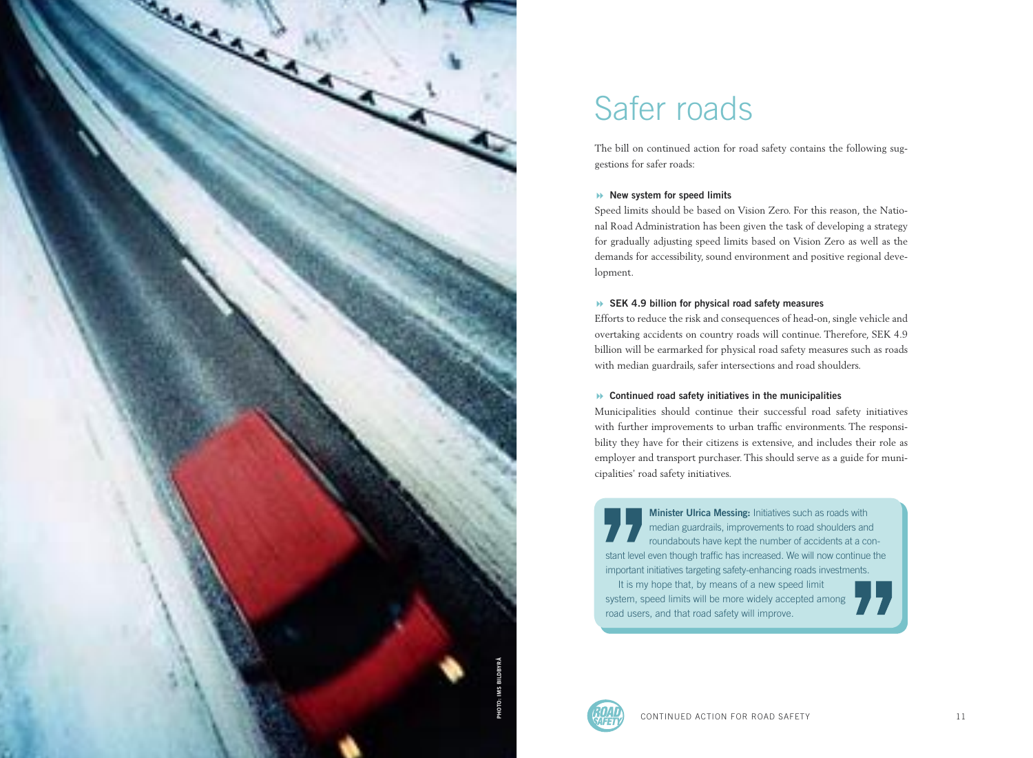# Safer roads

The bill on continued action for road safety contains the following suggestions for safer roads:

**New system for speed limits**

Speed limits should be based on Vision Zero. For this reason, the National Road Administration has been given the task of developing a strategy for gradually adjusting speed limits based on Vision Zero as well as the demands for accessibility, sound environment and positive regional development.

**SEK 4.9 billion for physical road safety measures**

Efforts to reduce the risk and consequences of head-on, single vehicle and overtaking accidents on country roads will continue. Therefore, SEK 4.9 billion will be earmarked for physical road safety measures such as roads with median guardrails, safer intersections and road shoulders.

**Continued road safety initiatives in the municipalities**

Municipalities should continue their successful road safety initiatives with further improvements to urban traffic environments. The responsibility they have for their citizens is extensive, and includes their role as employer and transport purchaser. This should serve as a guide for municipalities' road safety initiatives.

> **Minister Ulrica Messing:** Initiatives such as roads with median guardrails, improvements to road shoulders and roundabouts have kept the number of accidents at a constant level even though traffic has increased. We will now continue the important initiatives targeting safety-enhancing roads investments.
>
> It is my hope that, by means of a new speed limit system, speed limits will be more widely accepted among road users, and that road safety will improve.

PHOTO: IMS BILDBYRÅ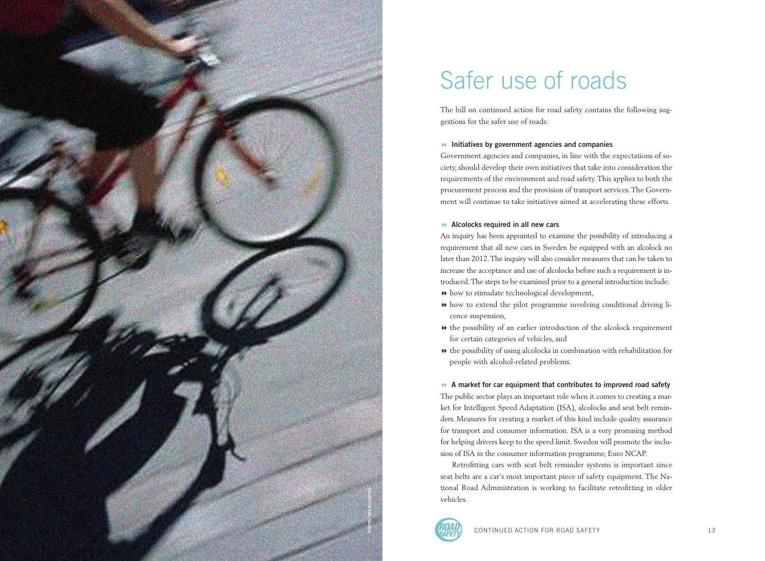# Safer use of roads

The bill on continued action for road safety contains the following suggestions for the safer use of roads:

### Initiatives by government agencies and companies

Government agencies and companies, in line with the expectations of society, should develop their own initiatives that take into consideration the requirements of the environment and road safety. This applies to both the procurement process and the provision of transport services. The Government will continue to take initiatives aimed at accelerating these efforts.

### Alcolocks required in all new cars

An inquiry has been appointed to examine the possibility of introducing a requirement that all new cars in Sweden be equipped with an alcolock no later than 2012. The inquiry will also consider measures that can be taken to increase the acceptance and use of alcolocks before such a requirement is introduced. The steps to be examined prior to a general introduction include:

- how to stimulate technological development,
- how to extend the pilot programme involving conditional driving licence suspension,
- the possibility of an earlier introduction of the alcolock requirement for certain categories of vehicles, and
- the possibility of using alcolocks in combination with rehabilitation for people with alcohol-related problems.

### A market for car equipment that contributes to improved road safety

The public sector plays an important role when it comes to creating a market for Intelligent Speed Adaptation (ISA), alcolocks and seat belt reminders. Measures for creating a market of this kind include quality assurance for transport and consumer information. ISA is a very promising method for helping drivers keep to the speed limit. Sweden will promote the inclusion of ISA in the consumer information programme, Euro NCAP.

Retrofitting cars with seat belt reminder systems is important since seat belts are a car's most important piece of safety equipment. The National Road Administration is working to facilitate retrofitting in older vehicles.

PHOTO: IMS BILDBYRÅ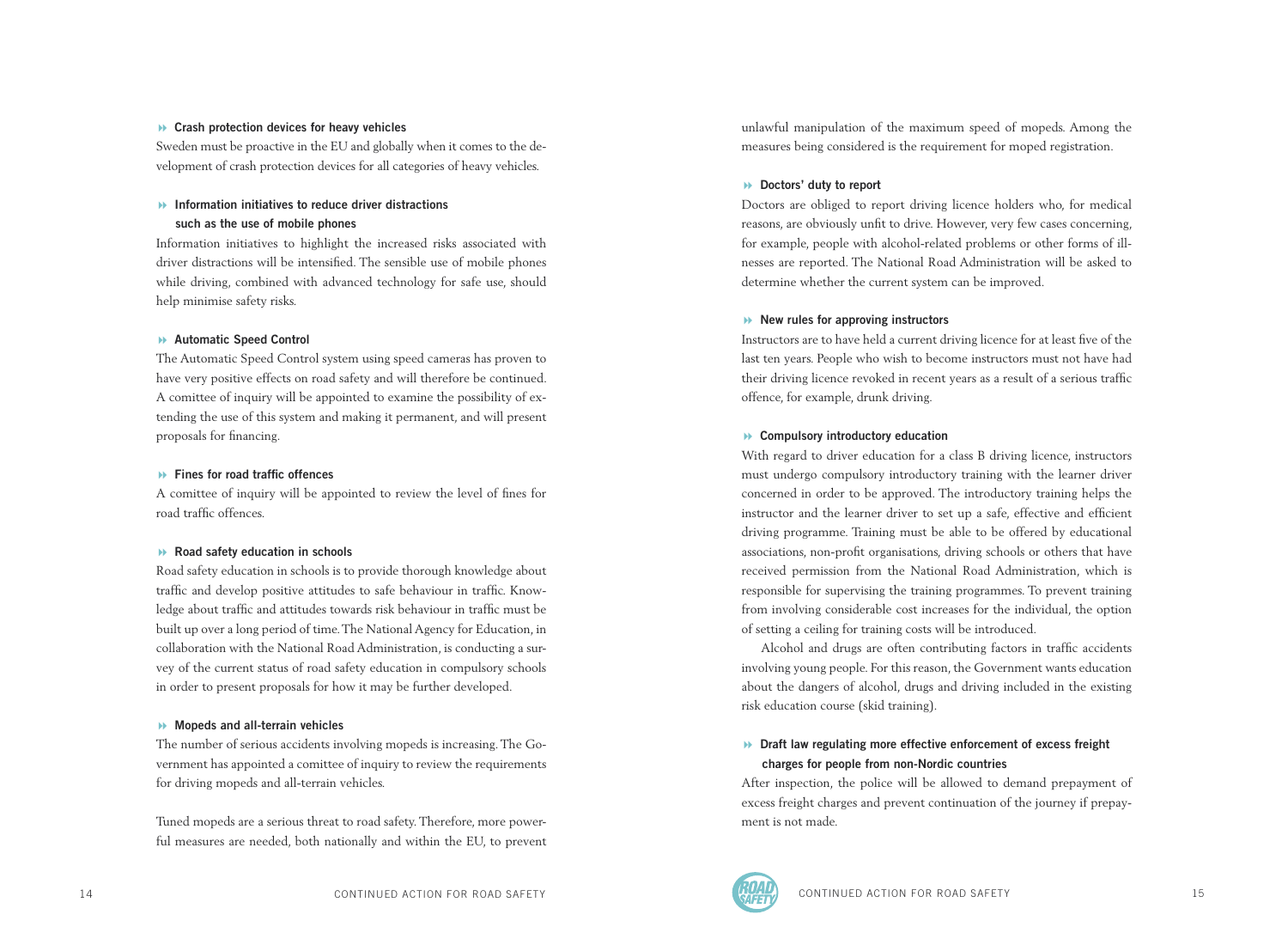#### Crash protection devices for heavy vehicles

Sweden must be proactive in the EU and globally when it comes to the development of crash protection devices for all categories of heavy vehicles.

#### Information initiatives to reduce driver distractions such as the use of mobile phones

Information initiatives to highlight the increased risks associated with driver distractions will be intensified. The sensible use of mobile phones while driving, combined with advanced technology for safe use, should help minimise safety risks.

#### Automatic Speed Control

The Automatic Speed Control system using speed cameras has proven to have very positive effects on road safety and will therefore be continued. A comittee of inquiry will be appointed to examine the possibility of extending the use of this system and making it permanent, and will present proposals for financing.

#### Fines for road traffic offences

A comittee of inquiry will be appointed to review the level of fines for road traffic offences.

#### Road safety education in schools

Road safety education in schools is to provide thorough knowledge about traffic and develop positive attitudes to safe behaviour in traffic. Knowledge about traffic and attitudes towards risk behaviour in traffic must be built up over a long period of time. The National Agency for Education, in collaboration with the National Road Administration, is conducting a survey of the current status of road safety education in compulsory schools in order to present proposals for how it may be further developed.

#### Mopeds and all-terrain vehicles

The number of serious accidents involving mopeds is increasing. The Government has appointed a comittee of inquiry to review the requirements for driving mopeds and all-terrain vehicles.

Tuned mopeds are a serious threat to road safety. Therefore, more powerful measures are needed, both nationally and within the EU, to prevent unlawful manipulation of the maximum speed of mopeds. Among the measures being considered is the requirement for moped registration.

#### Doctors' duty to report

Doctors are obliged to report driving licence holders who, for medical reasons, are obviously unfit to drive. However, very few cases concerning, for example, people with alcohol-related problems or other forms of illnesses are reported. The National Road Administration will be asked to determine whether the current system can be improved.

#### New rules for approving instructors

Instructors are to have held a current driving licence for at least five of the last ten years. People who wish to become instructors must not have had their driving licence revoked in recent years as a result of a serious traffic offence, for example, drunk driving.

#### Compulsory introductory education

With regard to driver education for a class B driving licence, instructors must undergo compulsory introductory training with the learner driver concerned in order to be approved. The introductory training helps the instructor and the learner driver to set up a safe, effective and efficient driving programme. Training must be able to be offered by educational associations, non-profit organisations, driving schools or others that have received permission from the National Road Administration, which is responsible for supervising the training programmes. To prevent training from involving considerable cost increases for the individual, the option of setting a ceiling for training costs will be introduced.

Alcohol and drugs are often contributing factors in traffic accidents involving young people. For this reason, the Government wants education about the dangers of alcohol, drugs and driving included in the existing risk education course (skid training).

#### Draft law regulating more effective enforcement of excess freight charges for people from non-Nordic countries

After inspection, the police will be allowed to demand prepayment of excess freight charges and prevent continuation of the journey if prepayment is not made.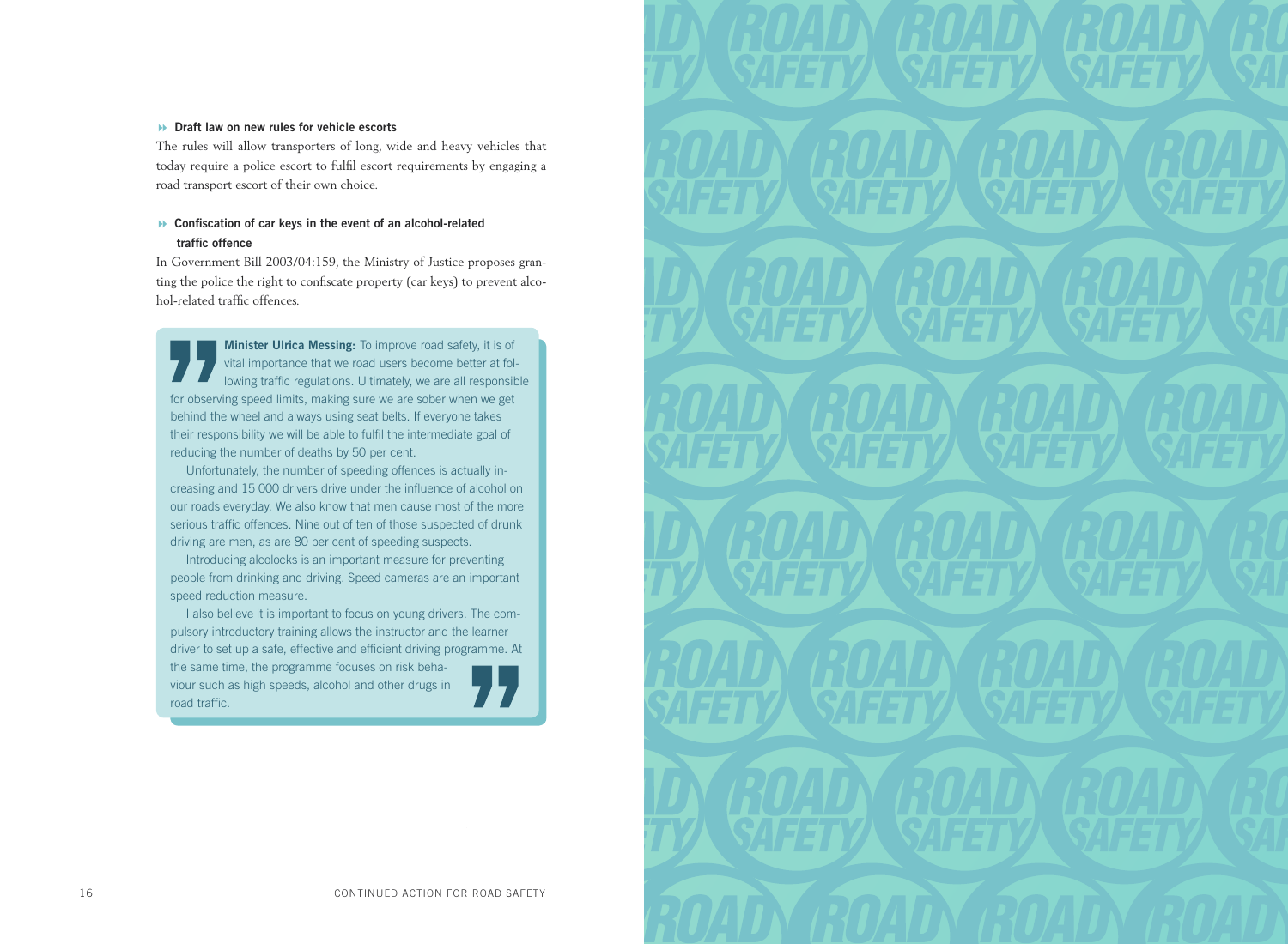### Draft law on new rules for vehicle escorts

The rules will allow transporters of long, wide and heavy vehicles that today require a police escort to fulfil escort requirements by engaging a road transport escort of their own choice.

### Confiscation of car keys in the event of an alcohol-related traffic offence

In Government Bill 2003/04:159, the Ministry of Justice proposes granting the police the right to confiscate property (car keys) to prevent alcohol-related traffic offences.

> **Minister Ulrica Messing:** To improve road safety, it is of vital importance that we road users become better at following traffic regulations. Ultimately, we are all responsible for observing speed limits, making sure we are sober when we get behind the wheel and always using seat belts. If everyone takes their responsibility we will be able to fulfil the intermediate goal of reducing the number of deaths by 50 per cent.
>
> Unfortunately, the number of speeding offences is actually increasing and 15 000 drivers drive under the influence of alcohol on our roads everyday. We also know that men cause most of the more serious traffic offences. Nine out of ten of those suspected of drunk driving are men, as are 80 per cent of speeding suspects.
>
> Introducing alcolocks is an important measure for preventing people from drinking and driving. Speed cameras are an important speed reduction measure.
>
> I also believe it is important to focus on young drivers. The compulsory introductory training allows the instructor and the learner driver to set up a safe, effective and efficient driving programme. At the same time, the programme focuses on risk behaviour such as high speeds, alcohol and other drugs in road traffic.